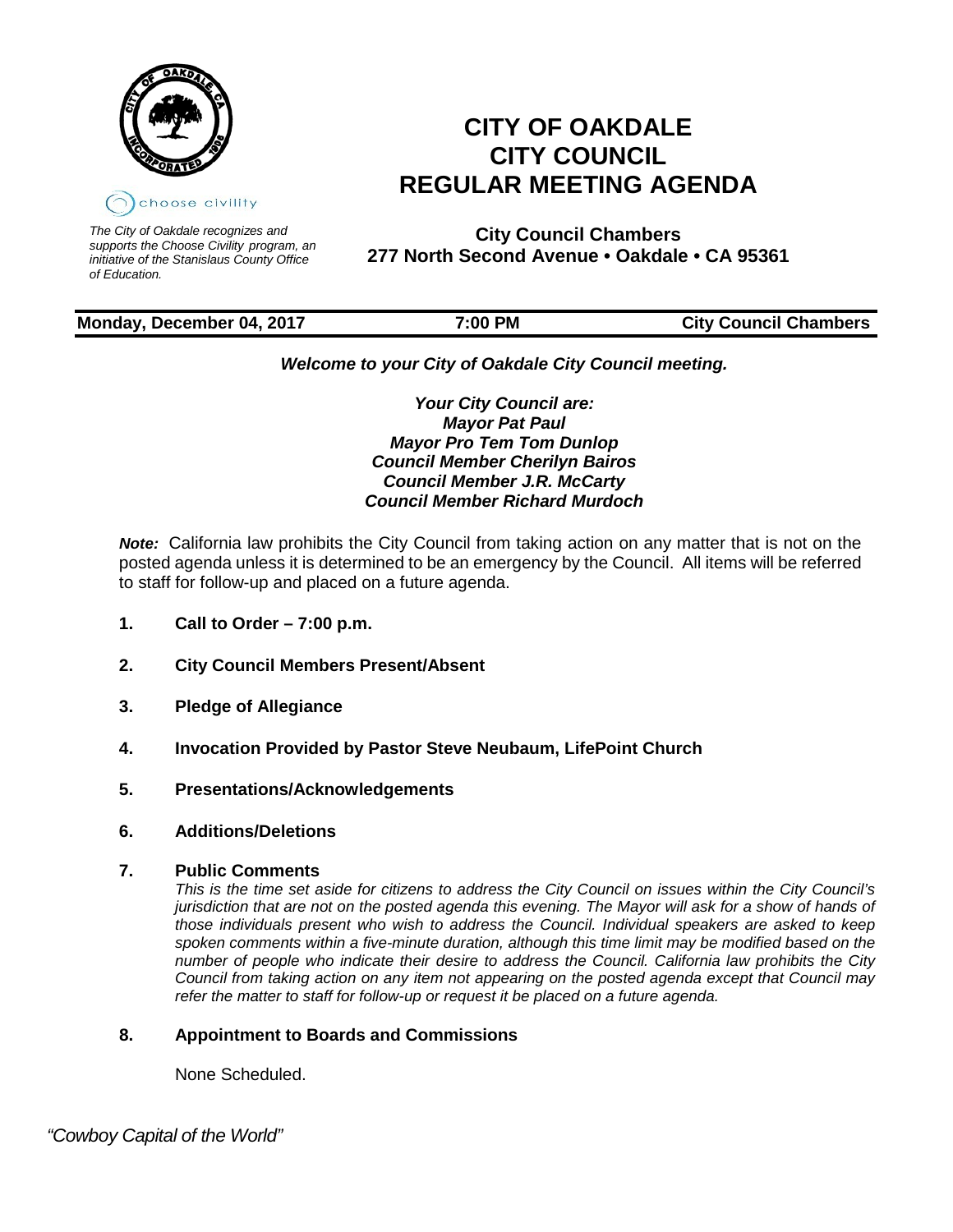choose civility

*The City of Oakdale recognizes and supports the Choose Civility program, an initiative of the Stanislaus County Office of Education.*

# CITY OF OAKDALE CITY COUNCIL REGULAR MEETING AGENDA

**City Council Chambers**
**277 North Second Avenue • Oakdale • CA 95361**

| Monday, December 04, 2017 | 7:00 PM | City Council Chambers |
|---|---|---|

***Welcome to your City of Oakdale City Council meeting.***

***Your City Council are:***
***Mayor Pat Paul***
***Mayor Pro Tem Tom Dunlop***
***Council Member Cherilyn Bairos***
***Council Member J.R. McCarty***
***Council Member Richard Murdoch***

***Note:*** California law prohibits the City Council from taking action on any matter that is not on the posted agenda unless it is determined to be an emergency by the Council. All items will be referred to staff for follow-up and placed on a future agenda.

**1. Call to Order – 7:00 p.m.**

**2. City Council Members Present/Absent**

**3. Pledge of Allegiance**

**4. Invocation Provided by Pastor Steve Neubaum, LifePoint Church**

**5. Presentations/Acknowledgements**

**6. Additions/Deletions**

**7. Public Comments**

*This is the time set aside for citizens to address the City Council on issues within the City Council's jurisdiction that are not on the posted agenda this evening. The Mayor will ask for a show of hands of those individuals present who wish to address the Council. Individual speakers are asked to keep spoken comments within a five-minute duration, although this time limit may be modified based on the number of people who indicate their desire to address the Council. California law prohibits the City Council from taking action on any item not appearing on the posted agenda except that Council may refer the matter to staff for follow-up or request it be placed on a future agenda.*

**8. Appointment to Boards and Commissions**

None Scheduled.

*"Cowboy Capital of the World"*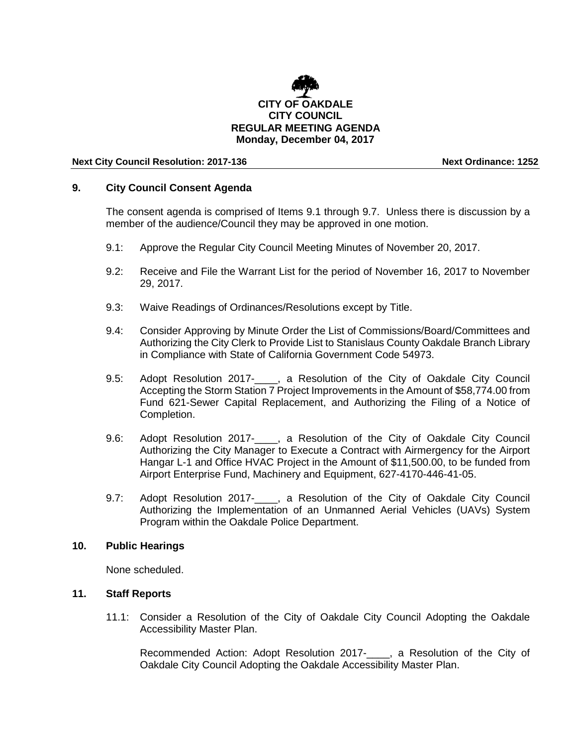**CITY OF OAKDALE**
**CITY COUNCIL**
**REGULAR MEETING AGENDA**
**Monday, December 04, 2017**

**Next City Council Resolution: 2017-136** **Next Ordinance: 1252**

## 9. City Council Consent Agenda

The consent agenda is comprised of Items 9.1 through 9.7. Unless there is discussion by a member of the audience/Council they may be approved in one motion.

9.1: Approve the Regular City Council Meeting Minutes of November 20, 2017.

9.2: Receive and File the Warrant List for the period of November 16, 2017 to November 29, 2017.

9.3: Waive Readings of Ordinances/Resolutions except by Title.

9.4: Consider Approving by Minute Order the List of Commissions/Board/Committees and Authorizing the City Clerk to Provide List to Stanislaus County Oakdale Branch Library in Compliance with State of California Government Code 54973.

9.5: Adopt Resolution 2017-____, a Resolution of the City of Oakdale City Council Accepting the Storm Station 7 Project Improvements in the Amount of $58,774.00 from Fund 621-Sewer Capital Replacement, and Authorizing the Filing of a Notice of Completion.

9.6: Adopt Resolution 2017-____, a Resolution of the City of Oakdale City Council Authorizing the City Manager to Execute a Contract with Airmergency for the Airport Hangar L-1 and Office HVAC Project in the Amount of $11,500.00, to be funded from Airport Enterprise Fund, Machinery and Equipment, 627-4170-446-41-05.

9.7: Adopt Resolution 2017-____, a Resolution of the City of Oakdale City Council Authorizing the Implementation of an Unmanned Aerial Vehicles (UAVs) System Program within the Oakdale Police Department.

## 10. Public Hearings

None scheduled.

## 11. Staff Reports

11.1: Consider a Resolution of the City of Oakdale City Council Adopting the Oakdale Accessibility Master Plan.

Recommended Action: Adopt Resolution 2017-____, a Resolution of the City of Oakdale City Council Adopting the Oakdale Accessibility Master Plan.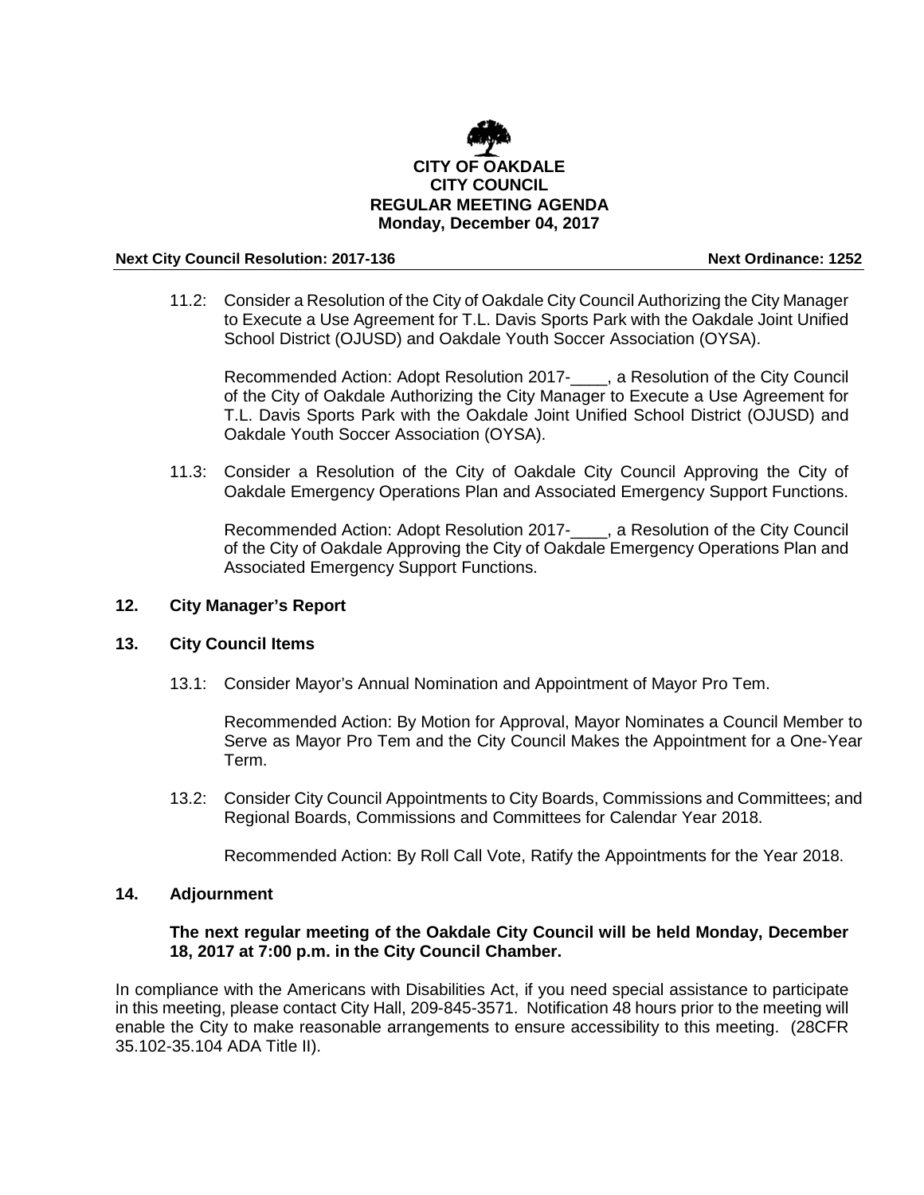**CITY OF OAKDALE**
**CITY COUNCIL**
**REGULAR MEETING AGENDA**
**Monday, December 04, 2017**

**Next City Council Resolution: 2017-136** **Next Ordinance: 1252**

11.2: Consider a Resolution of the City of Oakdale City Council Authorizing the City Manager to Execute a Use Agreement for T.L. Davis Sports Park with the Oakdale Joint Unified School District (OJUSD) and Oakdale Youth Soccer Association (OYSA).

Recommended Action: Adopt Resolution 2017-____, a Resolution of the City Council of the City of Oakdale Authorizing the City Manager to Execute a Use Agreement for T.L. Davis Sports Park with the Oakdale Joint Unified School District (OJUSD) and Oakdale Youth Soccer Association (OYSA).

11.3: Consider a Resolution of the City of Oakdale City Council Approving the City of Oakdale Emergency Operations Plan and Associated Emergency Support Functions.

Recommended Action: Adopt Resolution 2017-____, a Resolution of the City Council of the City of Oakdale Approving the City of Oakdale Emergency Operations Plan and Associated Emergency Support Functions.

## 12. City Manager's Report

## 13. City Council Items

13.1: Consider Mayor's Annual Nomination and Appointment of Mayor Pro Tem.

Recommended Action: By Motion for Approval, Mayor Nominates a Council Member to Serve as Mayor Pro Tem and the City Council Makes the Appointment for a One-Year Term.

13.2: Consider City Council Appointments to City Boards, Commissions and Committees; and Regional Boards, Commissions and Committees for Calendar Year 2018.

Recommended Action: By Roll Call Vote, Ratify the Appointments for the Year 2018.

## 14. Adjournment

**The next regular meeting of the Oakdale City Council will be held Monday, December 18, 2017 at 7:00 p.m. in the City Council Chamber.**

In compliance with the Americans with Disabilities Act, if you need special assistance to participate in this meeting, please contact City Hall, 209-845-3571. Notification 48 hours prior to the meeting will enable the City to make reasonable arrangements to ensure accessibility to this meeting. (28CFR 35.102-35.104 ADA Title II).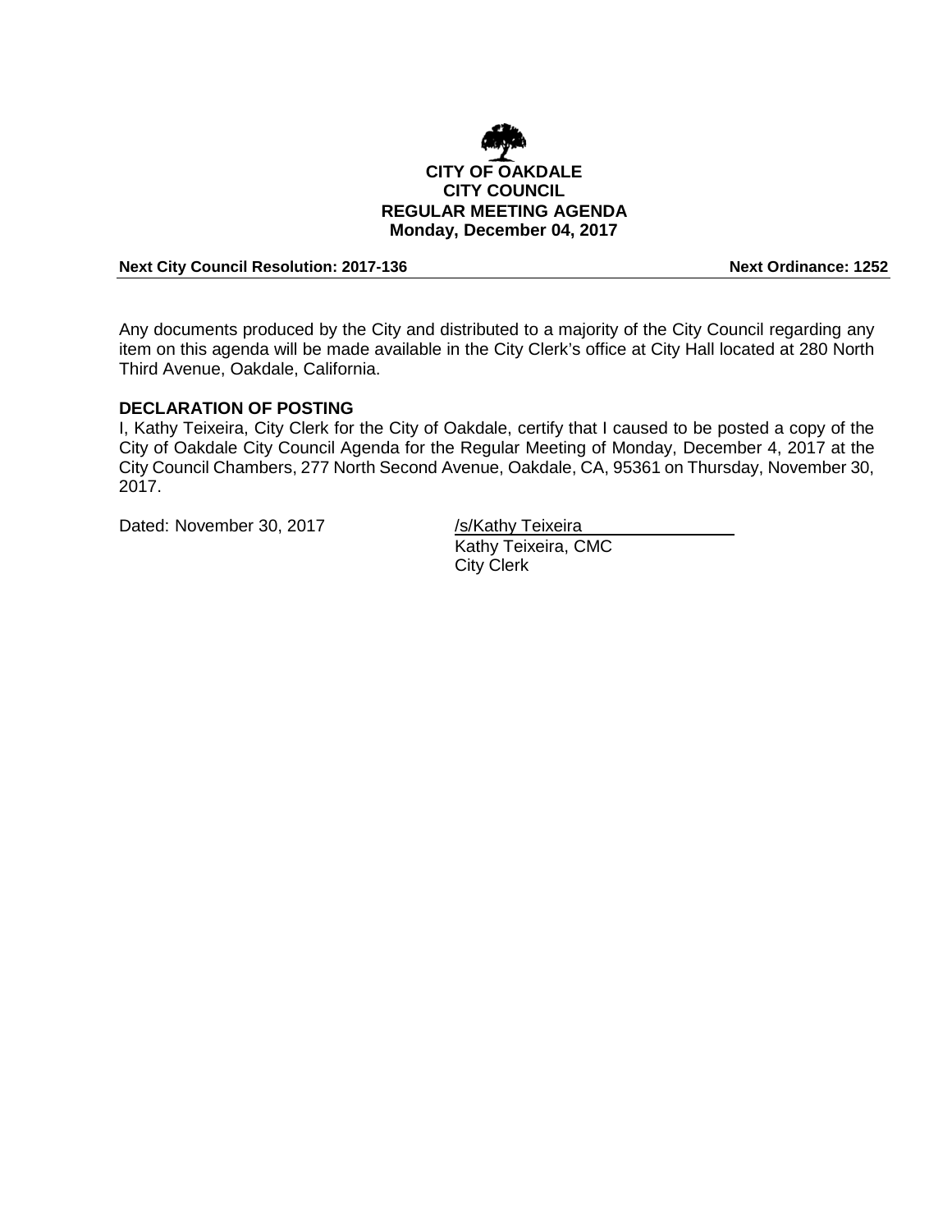**CITY OF OAKDALE**
**CITY COUNCIL**
**REGULAR MEETING AGENDA**
**Monday, December 04, 2017**

**Next City Council Resolution: 2017-136** **Next Ordinance: 1252**

Any documents produced by the City and distributed to a majority of the City Council regarding any item on this agenda will be made available in the City Clerk's office at City Hall located at 280 North Third Avenue, Oakdale, California.

**DECLARATION OF POSTING**

I, Kathy Teixeira, City Clerk for the City of Oakdale, certify that I caused to be posted a copy of the City of Oakdale City Council Agenda for the Regular Meeting of Monday, December 4, 2017 at the City Council Chambers, 277 North Second Avenue, Oakdale, CA, 95361 on Thursday, November 30, 2017.

Dated: November 30, 2017

/s/Kathy Teixeira
Kathy Teixeira, CMC
City Clerk